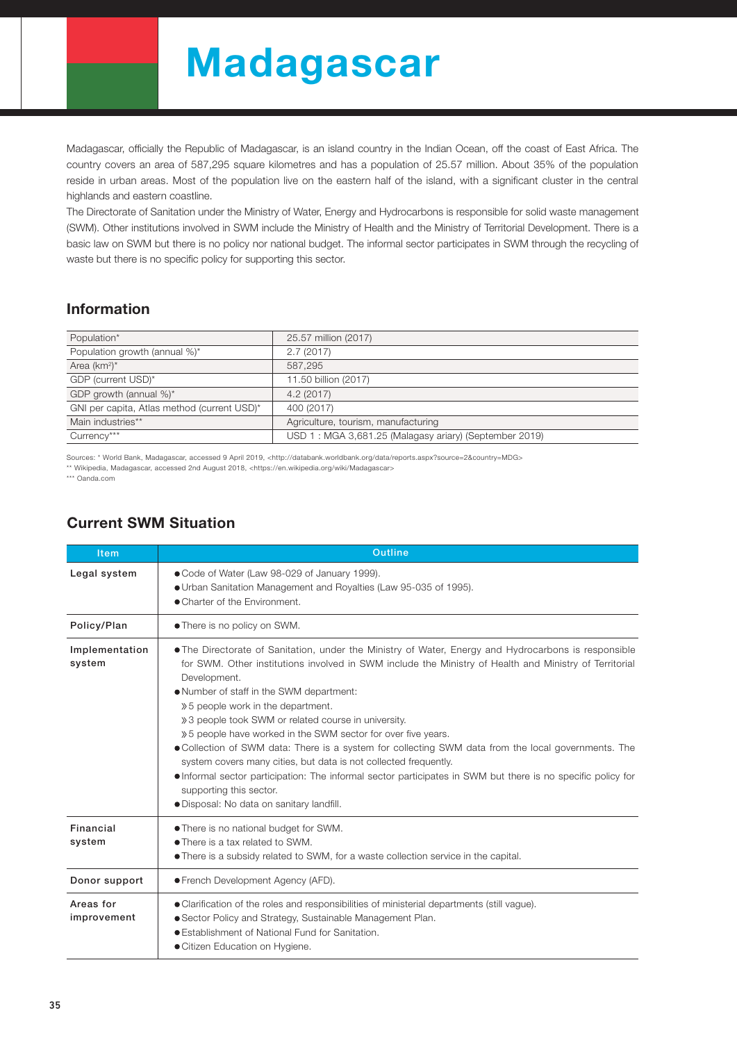# Madagascar

Madagascar, officially the Republic of Madagascar, is an island country in the Indian Ocean, off the coast of East Africa. The country covers an area of 587,295 square kilometres and has a population of 25.57 million. About 35% of the population reside in urban areas. Most of the population live on the eastern half of the island, with a significant cluster in the central highlands and eastern coastline.

The Directorate of Sanitation under the Ministry of Water, Energy and Hydrocarbons is responsible for solid waste management (SWM). Other institutions involved in SWM include the Ministry of Health and the Ministry of Territorial Development. There is a basic law on SWM but there is no policy nor national budget. The informal sector participates in SWM through the recycling of waste but there is no specific policy for supporting this sector.

## Information

| | |
|---|---|
| Population* | 25.57 million (2017) |
| Population growth (annual %)* | 2.7 (2017) |
| Area (km$^2$)* | 587,295 |
| GDP (current USD)* | 11.50 billion (2017) |
| GDP growth (annual %)* | 4.2 (2017) |
| GNI per capita, Atlas method (current USD)* | 400 (2017) |
| Main industries** | Agriculture, tourism, manufacturing |
| Currency*** | USD 1 : MGA 3,681.25 (Malagasy ariary) (September 2019) |

Sources: * World Bank, Madagascar, accessed 9 April 2019, <http://databank.worldbank.org/data/reports.aspx?source=2&country=MDG>
** Wikipedia, Madagascar, accessed 2nd August 2018, <https://en.wikipedia.org/wiki/Madagascar>
*** Oanda.com

## Current SWM Situation

| Item | Outline |
|---|---|
| **Legal system** | ● Code of Water (Law 98-029 of January 1999).<br>● Urban Sanitation Management and Royalties (Law 95-035 of 1995).<br>● Charter of the Environment. |
| **Policy/Plan** | ● There is no policy on SWM. |
| **Implementation system** | ● The Directorate of Sanitation, under the Ministry of Water, Energy and Hydrocarbons is responsible for SWM. Other institutions involved in SWM include the Ministry of Health and Ministry of Territorial Development.<br>● Number of staff in the SWM department:<br>» 5 people work in the department.<br>» 3 people took SWM or related course in university.<br>» 5 people have worked in the SWM sector for over five years.<br>● Collection of SWM data: There is a system for collecting SWM data from the local governments. The system covers many cities, but data is not collected frequently.<br>● Informal sector participation: The informal sector participates in SWM but there is no specific policy for supporting this sector.<br>● Disposal: No data on sanitary landfill. |
| **Financial system** | ● There is no national budget for SWM.<br>● There is a tax related to SWM.<br>● There is a subsidy related to SWM, for a waste collection service in the capital. |
| **Donor support** | ● French Development Agency (AFD). |
| **Areas for improvement** | ● Clarification of the roles and responsibilities of ministerial departments (still vague).<br>● Sector Policy and Strategy, Sustainable Management Plan.<br>● Establishment of National Fund for Sanitation.<br>● Citizen Education on Hygiene. |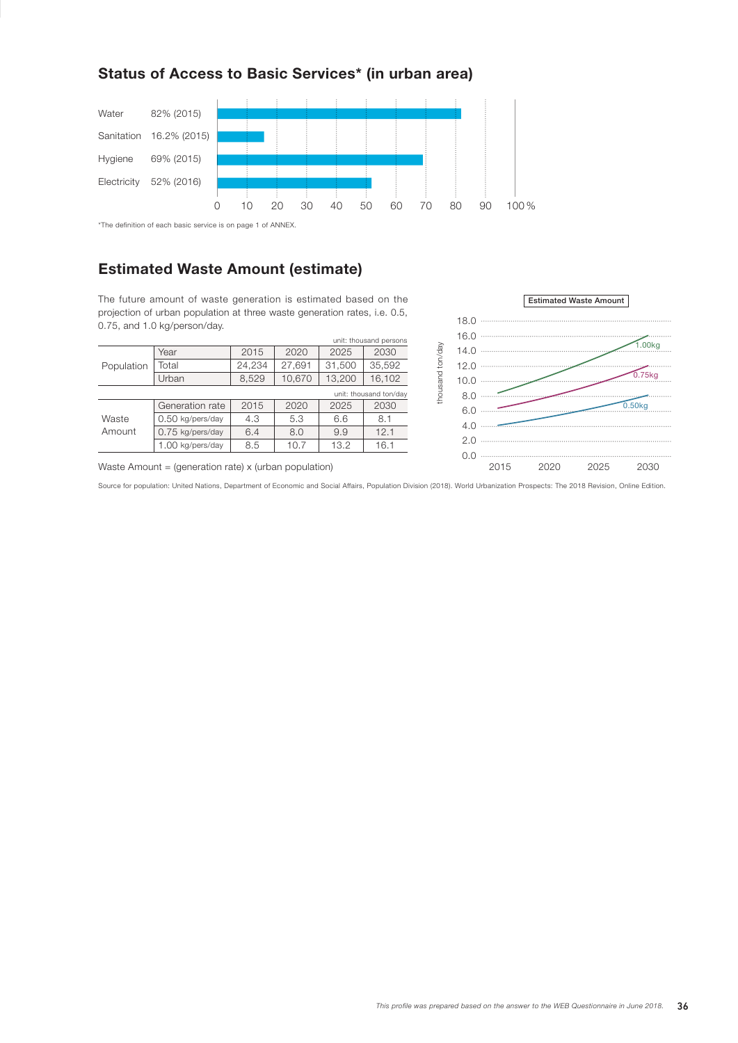## Status of Access to Basic Services* (in urban area)

Water 82% (2015)

Sanitation 16.2% (2015)

Hygiene 69% (2015)

Electricity 52% (2016)

0 10 20 30 40 50 60 70 80 90 100 %

*The definition of each basic service is on page 1 of ANNEX.

## Estimated Waste Amount (estimate)

The future amount of waste generation is estimated based on the projection of urban population at three waste generation rates, i.e. 0.5, 0.75, and 1.0 kg/person/day.

unit: thousand persons

| | | | | | |
|---|---|---|---|---|---|
| Population | Year | 2015 | 2020 | 2025 | 2030 |
| | Total | 24,234 | 27,691 | 31,500 | 35,592 |
| | Urban | 8,529 | 10,670 | 13,200 | 16,102 |

unit: thousand ton/day

| | | | | | |
|---|---|---|---|---|---|
| Waste Amount | Generation rate | 2015 | 2020 | 2025 | 2030 |
| | 0.50 kg/pers/day | 4.3 | 5.3 | 6.6 | 8.1 |
| | 0.75 kg/pers/day | 6.4 | 8.0 | 9.9 | 12.1 |
| | 1.00 kg/pers/day | 8.5 | 10.7 | 13.2 | 16.1 |

Waste Amount = (generation rate) x (urban population)

Estimated Waste Amount

thousand ton/day

18.0
16.0
14.0
12.0
10.0
8.0
6.0
4.0
2.0
0.0

2015 2020 2025 2030

1.00kg
0.75kg
0.50kg

Source for population: United Nations, Department of Economic and Social Affairs, Population Division (2018). World Urbanization Prospects: The 2018 Revision, Online Edition.

*This profile was prepared based on the answer to the WEB Questionnaire in June 2018.*